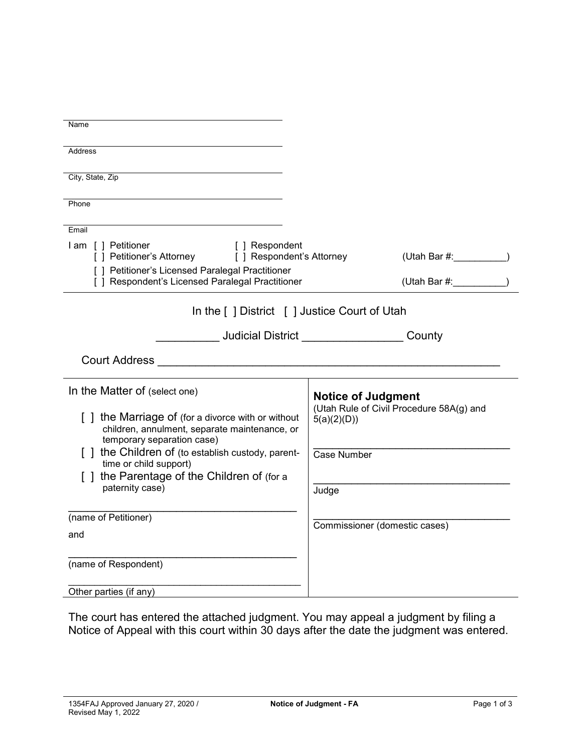Name

Address

City, State, Zip

Phone

Email

I am [ ] Petitioner [ ] Respondent
[ ] Petitioner's Attorney [ ] Respondent's Attorney (Utah Bar #:__________)
[ ] Petitioner's Licensed Paralegal Practitioner
[ ] Respondent's Licensed Paralegal Practitioner (Utah Bar #:__________)

In the [ ] District [ ] Justice Court of Utah

__________ Judicial District ________________ County

Court Address ________________________________________________________

| In the Matter of (select one) | **Notice of Judgment** (Utah Rule of Civil Procedure 58A(g) and 5(a)(2)(D)) |
|---|---|
| [ ] the Marriage of (for a divorce with or without children, annulment, separate maintenance, or temporary separation case) | ____________________ Case Number |
| [ ] the Children of (to establish custody, parent-time or child support) | ____________________ Judge |
| [ ] the Parentage of the Children of (for a paternity case) | ____________________ Commissioner (domestic cases) |
| ____________________ (name of Petitioner) | |
| and | |
| ____________________ (name of Respondent) | |
| ____________________ Other parties (if any) | |

The court has entered the attached judgment. You may appeal a judgment by filing a Notice of Appeal with this court within 30 days after the date the judgment was entered.

1354FAJ Approved January 27, 2020 / Revised May 1, 2022 **Notice of Judgment - FA**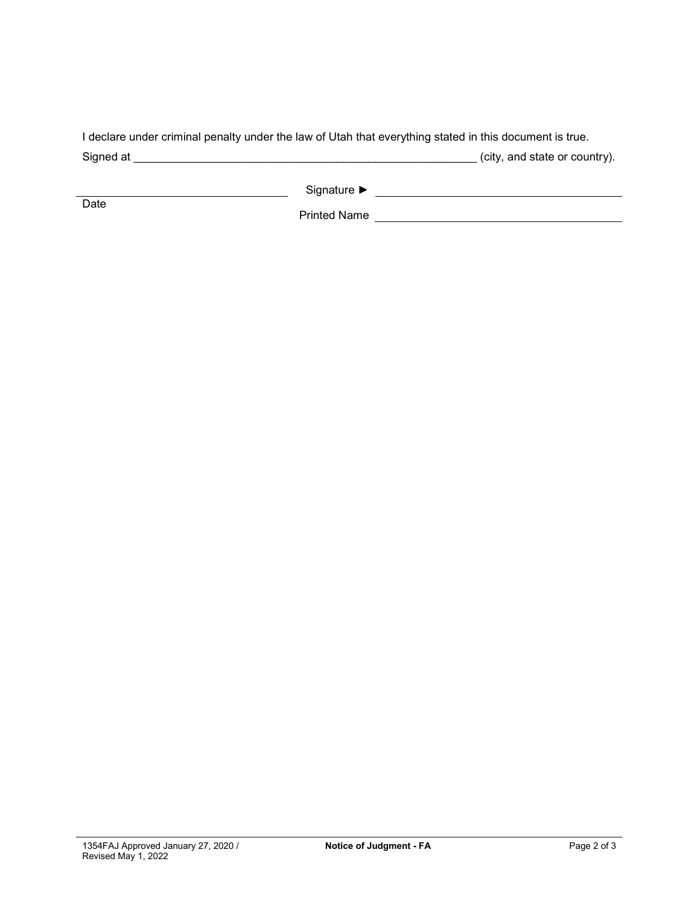I declare under criminal penalty under the law of Utah that everything stated in this document is true.

Signed at ________________________________________________________ (city, and state or country).

| | | |
|---|---|---|
| ________________________ | Signature ► | ________________________ |
| Date | Printed Name | ________________________ |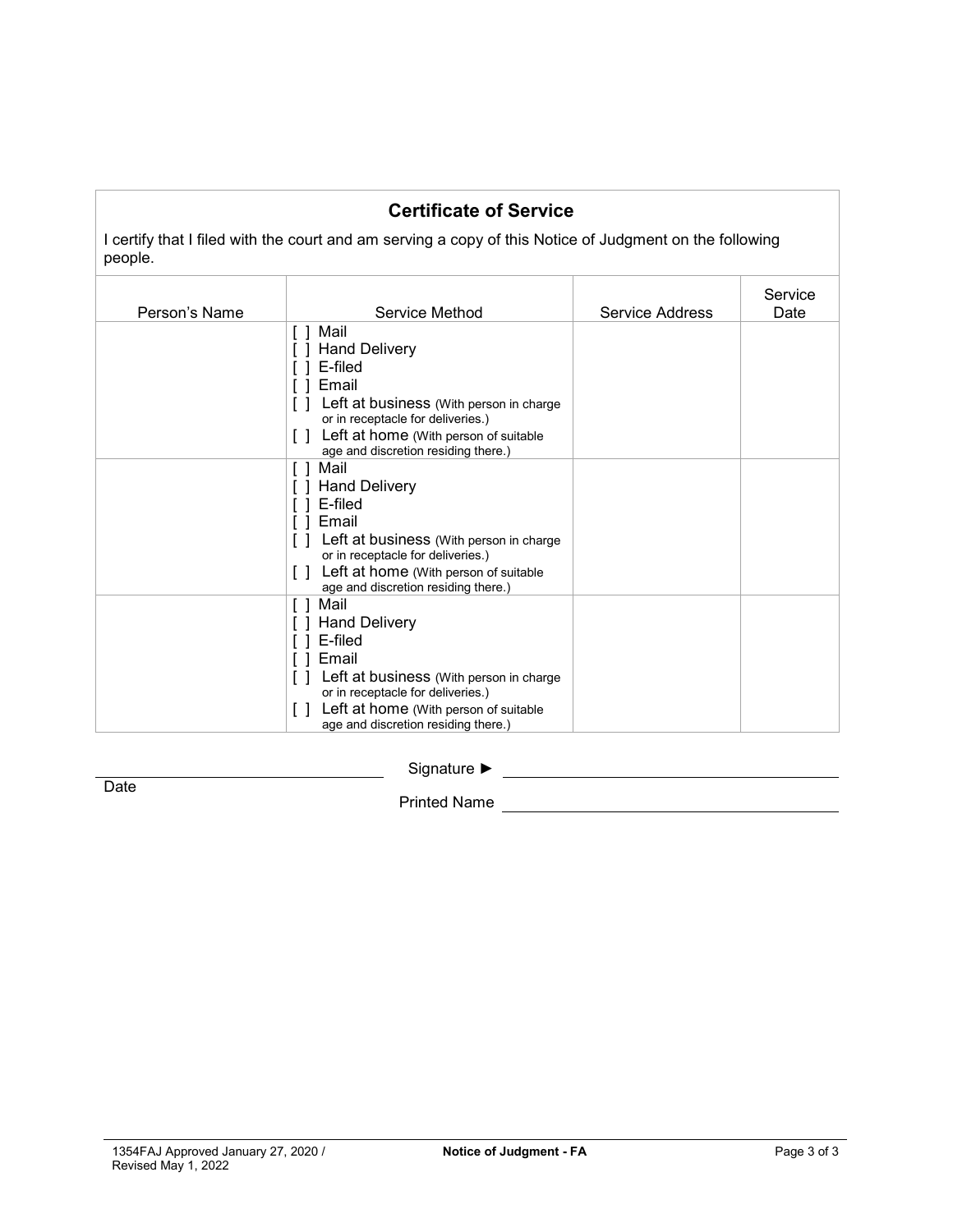## Certificate of Service

I certify that I filed with the court and am serving a copy of this Notice of Judgment on the following people.

| Person's Name | Service Method | Service Address | Service Date |
|---|---|---|---|
| | [ ] Mail<br>[ ] Hand Delivery<br>[ ] E-filed<br>[ ] Email<br>[ ] Left at business (With person in charge or in receptacle for deliveries.)<br>[ ] Left at home (With person of suitable age and discretion residing there.) | | |
| | [ ] Mail<br>[ ] Hand Delivery<br>[ ] E-filed<br>[ ] Email<br>[ ] Left at business (With person in charge or in receptacle for deliveries.)<br>[ ] Left at home (With person of suitable age and discretion residing there.) | | |
| | [ ] Mail<br>[ ] Hand Delivery<br>[ ] E-filed<br>[ ] Email<br>[ ] Left at business (With person in charge or in receptacle for deliveries.)<br>[ ] Left at home (With person of suitable age and discretion residing there.) | | |

\_\_\_\_\_\_\_\_\_\_\_\_\_\_\_\_\_\_\_\_\_\_\_\_\_\_\_\_ Signature ► \_\_\_\_\_\_\_\_\_\_\_\_\_\_\_\_\_\_\_\_\_\_\_\_\_\_\_\_

Date

Printed Name \_\_\_\_\_\_\_\_\_\_\_\_\_\_\_\_\_\_\_\_\_\_\_\_\_\_\_\_

1354FAJ Approved January 27, 2020 / Revised May 1, 2022

**Notice of Judgment - FA**